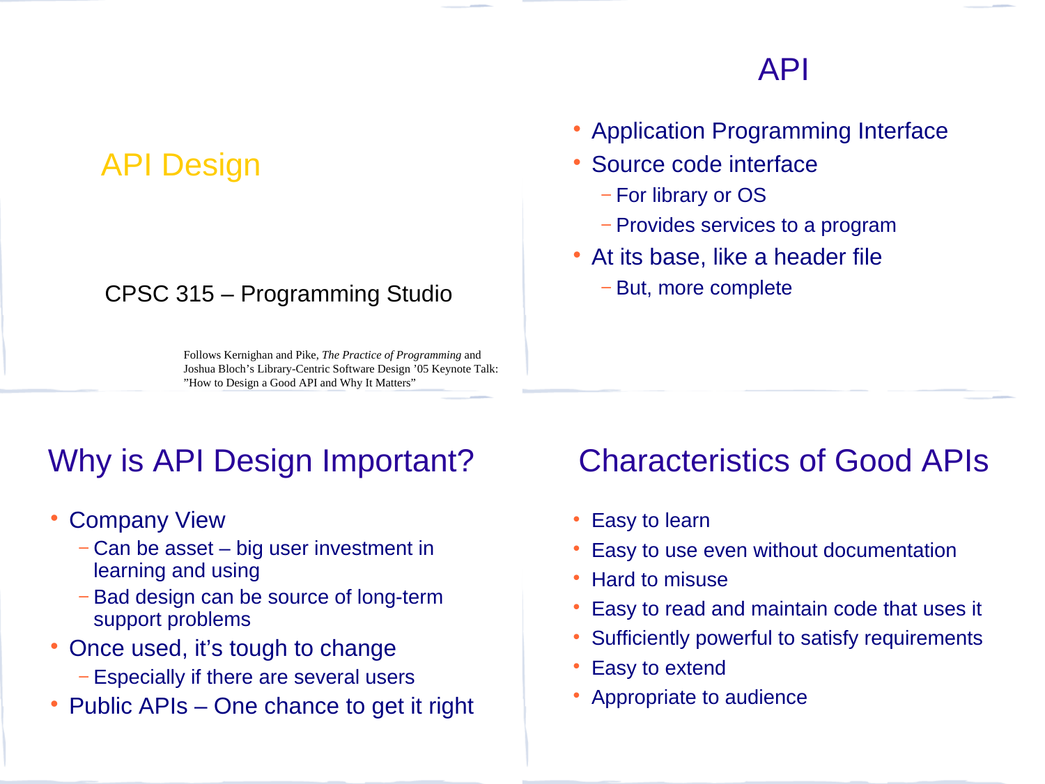# API Design

CPSC 315 – Programming Studio

Follows Kernighan and Pike, *The Practice of Programming* and Joshua Bloch's Library-Centric Software Design '05 Keynote Talk: "How to Design a Good API and Why It Matters"

## API

- Application Programming Interface
- Source code interface
  - For library or OS
  - Provides services to a program
- At its base, like a header file
  - But, more complete

## Why is API Design Important?

- Company View
  - Can be asset – big user investment in learning and using
  - Bad design can be source of long-term support problems
- Once used, it's tough to change
  - Especially if there are several users
- Public APIs – One chance to get it right

## Characteristics of Good APIs

- Easy to learn
- Easy to use even without documentation
- Hard to misuse
- Easy to read and maintain code that uses it
- Sufficiently powerful to satisfy requirements
- Easy to extend
- Appropriate to audience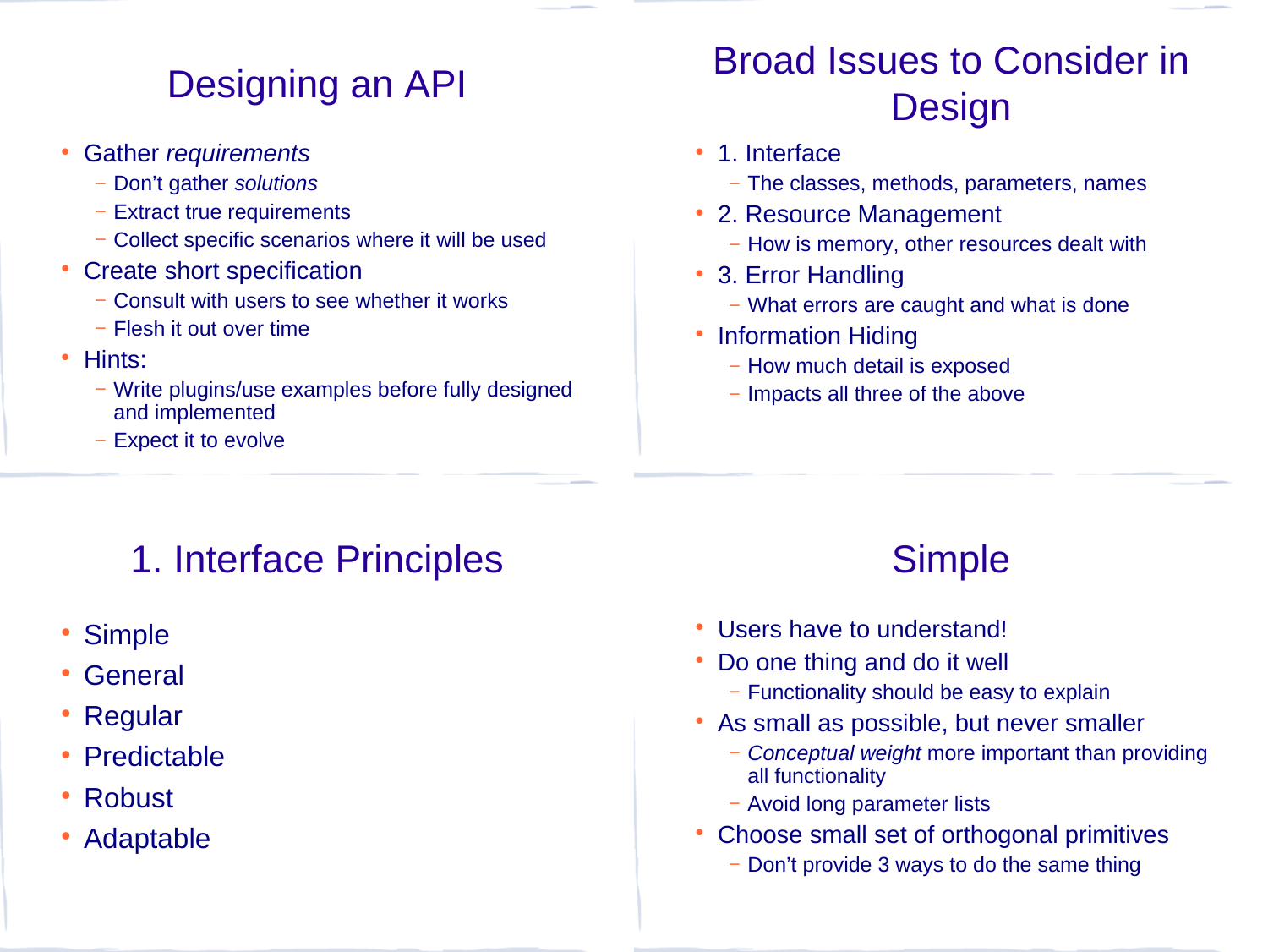## Designing an API

- Gather *requirements*
  - Don't gather *solutions*
  - Extract true requirements
  - Collect specific scenarios where it will be used
- Create short specification
  - Consult with users to see whether it works
  - Flesh it out over time
- Hints:
  - Write plugins/use examples before fully designed and implemented
  - Expect it to evolve

## Broad Issues to Consider in Design

- 1. Interface
  - The classes, methods, parameters, names
- 2. Resource Management
  - How is memory, other resources dealt with
- 3. Error Handling
  - What errors are caught and what is done
- Information Hiding
  - How much detail is exposed
  - Impacts all three of the above

## 1. Interface Principles

- Simple
- General
- Regular
- Predictable
- Robust
- Adaptable

## Simple

- Users have to understand!
- Do one thing and do it well
  - Functionality should be easy to explain
- As small as possible, but never smaller
  - *Conceptual weight* more important than providing all functionality
  - Avoid long parameter lists
- Choose small set of orthogonal primitives
  - Don't provide 3 ways to do the same thing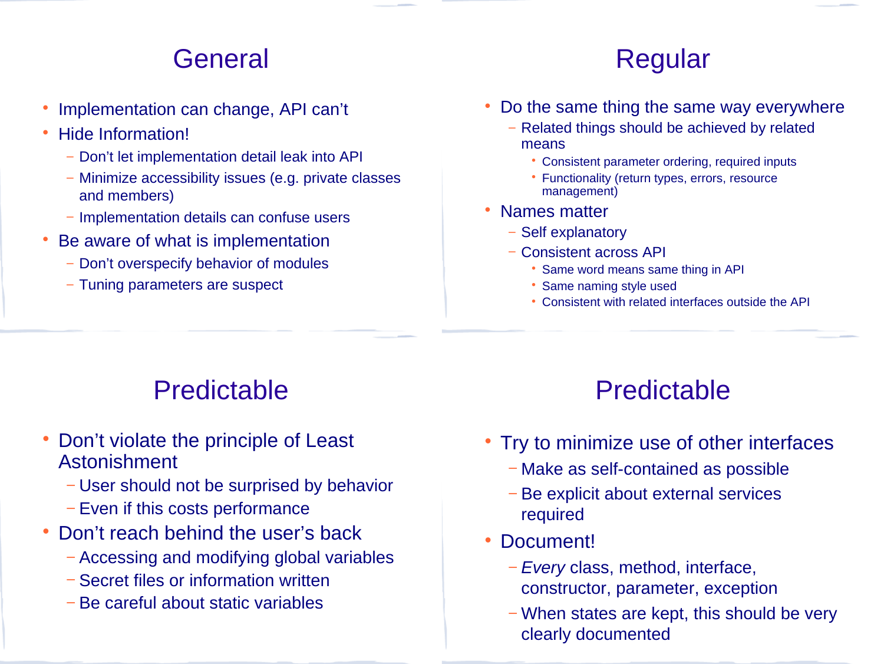## General

- Implementation can change, API can't
- Hide Information!
  - Don't let implementation detail leak into API
  - Minimize accessibility issues (e.g. private classes and members)
  - Implementation details can confuse users
- Be aware of what is implementation
  - Don't overspecify behavior of modules
  - Tuning parameters are suspect

## Regular

- Do the same thing the same way everywhere
  - Related things should be achieved by related means
    - Consistent parameter ordering, required inputs
    - Functionality (return types, errors, resource management)
- Names matter
  - Self explanatory
  - Consistent across API
    - Same word means same thing in API
    - Same naming style used
    - Consistent with related interfaces outside the API

## Predictable

- Don't violate the principle of Least Astonishment
  - User should not be surprised by behavior
  - Even if this costs performance
- Don't reach behind the user's back
  - Accessing and modifying global variables
  - Secret files or information written
  - Be careful about static variables

## Predictable

- Try to minimize use of other interfaces
  - Make as self-contained as possible
  - Be explicit about external services required
- Document!
  - *Every* class, method, interface, constructor, parameter, exception
  - When states are kept, this should be very clearly documented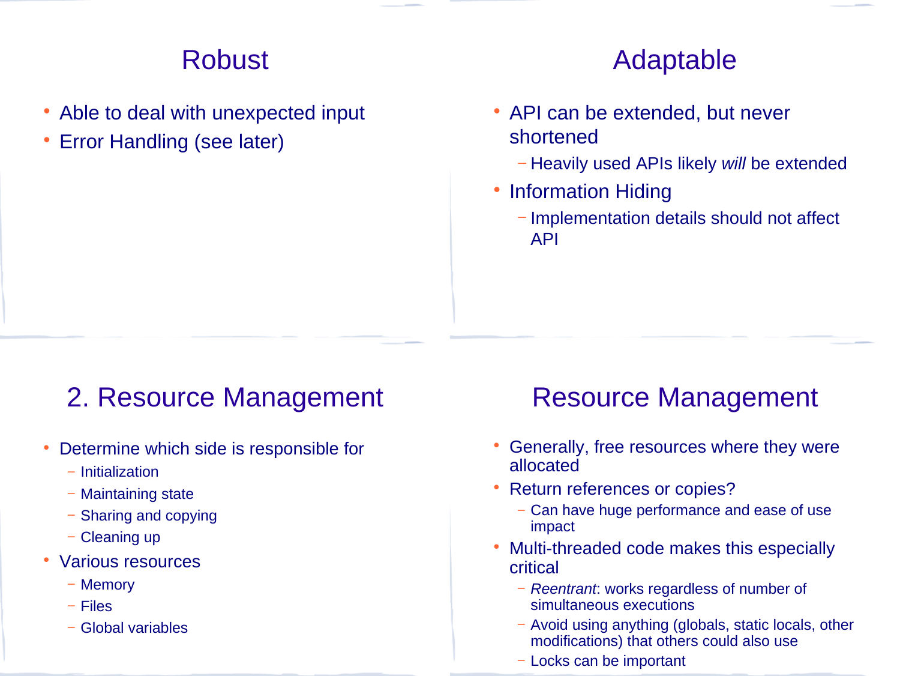## Robust

- Able to deal with unexpected input
- Error Handling (see later)

## Adaptable

- API can be extended, but never shortened
  - Heavily used APIs likely *will* be extended
- Information Hiding
  - Implementation details should not affect API

## 2. Resource Management

- Determine which side is responsible for
  - Initialization
  - Maintaining state
  - Sharing and copying
  - Cleaning up
- Various resources
  - Memory
  - Files
  - Global variables

## Resource Management

- Generally, free resources where they were allocated
- Return references or copies?
  - Can have huge performance and ease of use impact
- Multi-threaded code makes this especially critical
  - *Reentrant*: works regardless of number of simultaneous executions
  - Avoid using anything (globals, static locals, other modifications) that others could also use
  - Locks can be important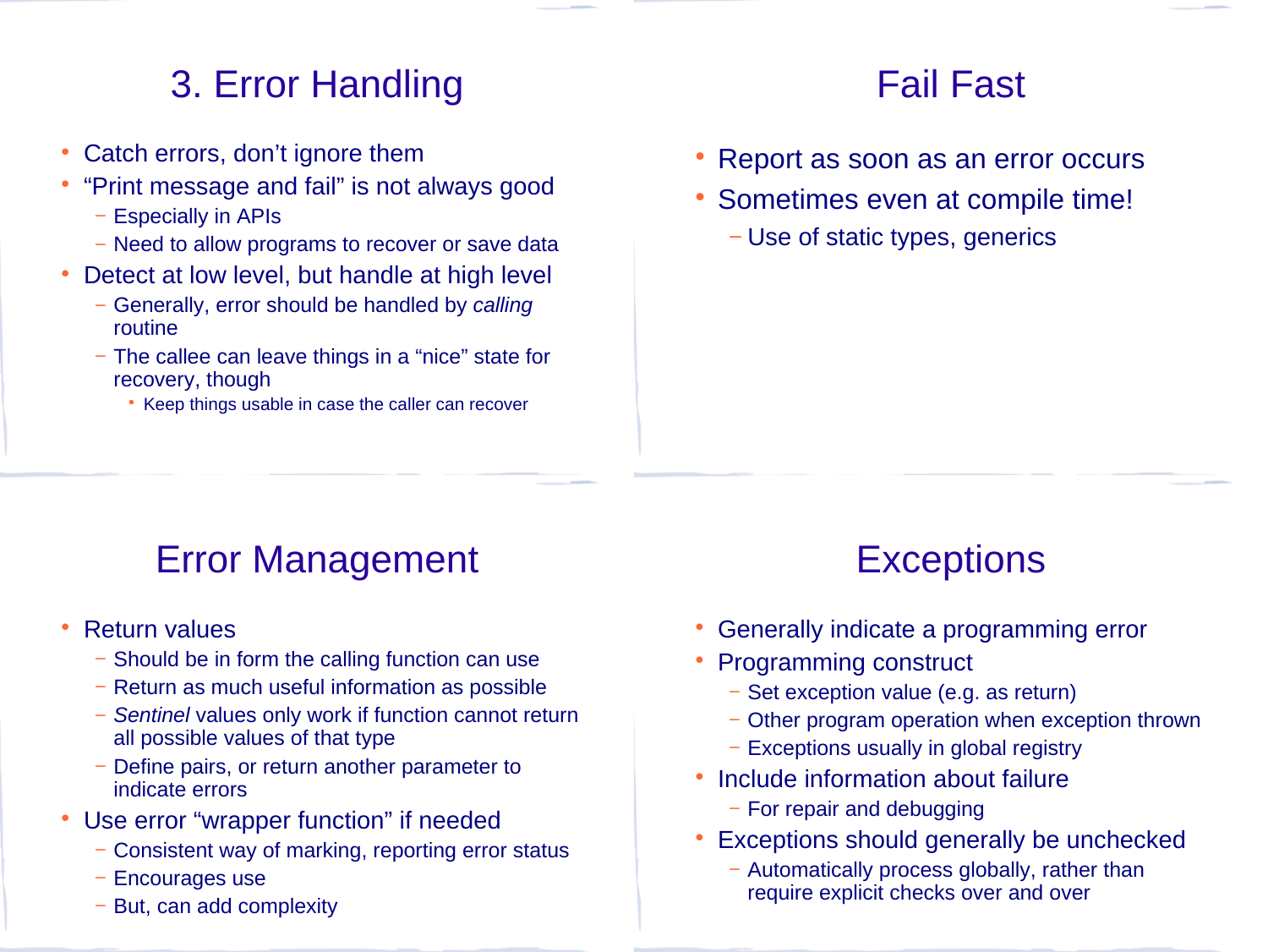## 3. Error Handling

- Catch errors, don't ignore them
- "Print message and fail" is not always good
  - Especially in APIs
  - Need to allow programs to recover or save data
- Detect at low level, but handle at high level
  - Generally, error should be handled by *calling* routine
  - The callee can leave things in a "nice" state for recovery, though
    - Keep things usable in case the caller can recover

## Fail Fast

- Report as soon as an error occurs
- Sometimes even at compile time!
  - Use of static types, generics

## Error Management

- Return values
  - Should be in form the calling function can use
  - Return as much useful information as possible
  - *Sentinel* values only work if function cannot return all possible values of that type
  - Define pairs, or return another parameter to indicate errors
- Use error "wrapper function" if needed
  - Consistent way of marking, reporting error status
  - Encourages use
  - But, can add complexity

## Exceptions

- Generally indicate a programming error
- Programming construct
  - Set exception value (e.g. as return)
  - Other program operation when exception thrown
  - Exceptions usually in global registry
- Include information about failure
  - For repair and debugging
- Exceptions should generally be unchecked
  - Automatically process globally, rather than require explicit checks over and over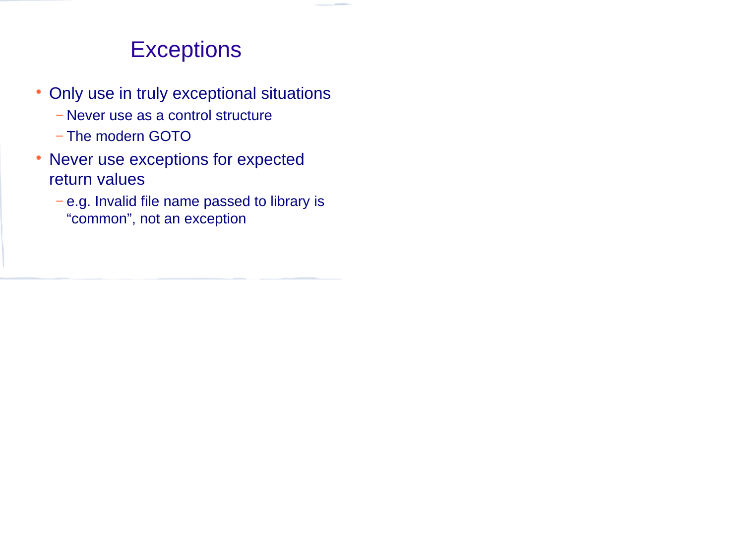# Exceptions

- Only use in truly exceptional situations
  - Never use as a control structure
  - The modern GOTO
- Never use exceptions for expected return values
  - e.g. Invalid file name passed to library is “common”, not an exception